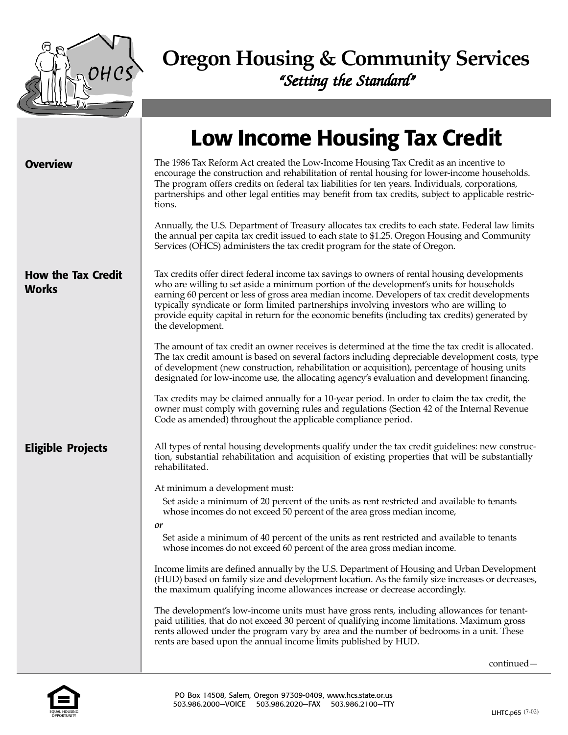# Oregon Housing & Community Services

*"Setting the Standard"*

## Low Income Housing Tax Credit

### Overview

The 1986 Tax Reform Act created the Low-Income Housing Tax Credit as an incentive to encourage the construction and rehabilitation of rental housing for lower-income households. The program offers credits on federal tax liabilities for ten years. Individuals, corporations, partnerships and other legal entities may benefit from tax credits, subject to applicable restrictions.

Annually, the U.S. Department of Treasury allocates tax credits to each state. Federal law limits the annual per capita tax credit issued to each state to $1.25. Oregon Housing and Community Services (OHCS) administers the tax credit program for the state of Oregon.

### How the Tax Credit Works

Tax credits offer direct federal income tax savings to owners of rental housing developments who are willing to set aside a minimum portion of the development's units for households earning 60 percent or less of gross area median income. Developers of tax credit developments typically syndicate or form limited partnerships involving investors who are willing to provide equity capital in return for the economic benefits (including tax credits) generated by the development.

The amount of tax credit an owner receives is determined at the time the tax credit is allocated. The tax credit amount is based on several factors including depreciable development costs, type of development (new construction, rehabilitation or acquisition), percentage of housing units designated for low-income use, the allocating agency's evaluation and development financing.

Tax credits may be claimed annually for a 10-year period. In order to claim the tax credit, the owner must comply with governing rules and regulations (Section 42 of the Internal Revenue Code as amended) throughout the applicable compliance period.

### Eligible Projects

All types of rental housing developments qualify under the tax credit guidelines: new construction, substantial rehabilitation and acquisition of existing properties that will be substantially rehabilitated.

At minimum a development must:

Set aside a minimum of 20 percent of the units as rent restricted and available to tenants whose incomes do not exceed 50 percent of the area gross median income,

*or*

Set aside a minimum of 40 percent of the units as rent restricted and available to tenants whose incomes do not exceed 60 percent of the area gross median income.

Income limits are defined annually by the U.S. Department of Housing and Urban Development (HUD) based on family size and development location. As the family size increases or decreases, the maximum qualifying income allowances increase or decrease accordingly.

The development's low-income units must have gross rents, including allowances for tenant-paid utilities, that do not exceed 30 percent of qualifying income limitations. Maximum gross rents allowed under the program vary by area and the number of bedrooms in a unit. These rents are based upon the annual income limits published by HUD.

continued—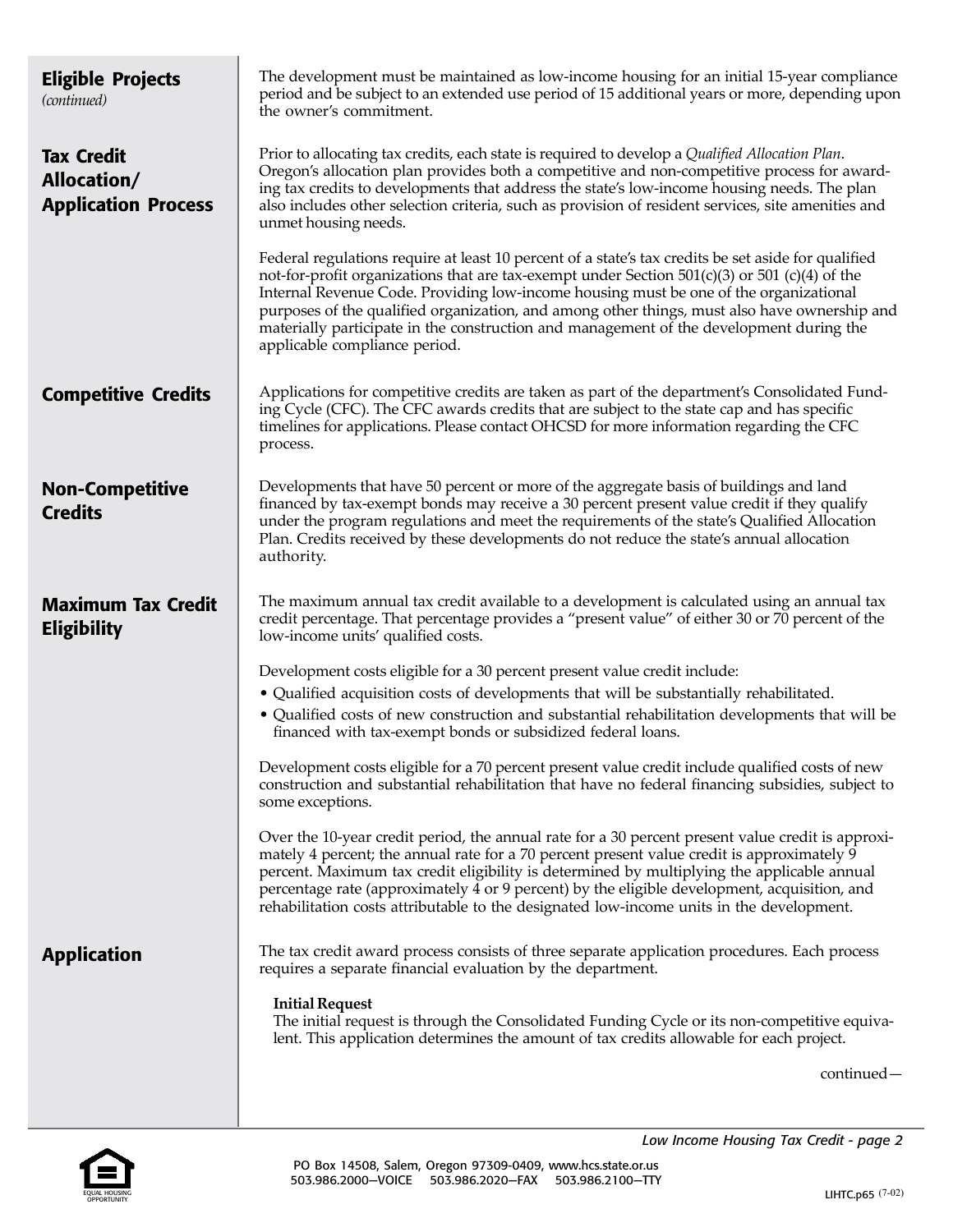## Eligible Projects *(continued)*

The development must be maintained as low-income housing for an initial 15-year compliance period and be subject to an extended use period of 15 additional years or more, depending upon the owner's commitment.

## Tax Credit Allocation/ Application Process

Prior to allocating tax credits, each state is required to develop a *Qualified Allocation Plan*. Oregon's allocation plan provides both a competitive and non-competitive process for awarding tax credits to developments that address the state's low-income housing needs. The plan also includes other selection criteria, such as provision of resident services, site amenities and unmet housing needs.

Federal regulations require at least 10 percent of a state's tax credits be set aside for qualified not-for-profit organizations that are tax-exempt under Section 501(c)(3) or 501 (c)(4) of the Internal Revenue Code. Providing low-income housing must be one of the organizational purposes of the qualified organization, and among other things, must also have ownership and materially participate in the construction and management of the development during the applicable compliance period.

## Competitive Credits

Applications for competitive credits are taken as part of the department's Consolidated Funding Cycle (CFC). The CFC awards credits that are subject to the state cap and has specific timelines for applications. Please contact OHCSD for more information regarding the CFC process.

## Non-Competitive Credits

Developments that have 50 percent or more of the aggregate basis of buildings and land financed by tax-exempt bonds may receive a 30 percent present value credit if they qualify under the program regulations and meet the requirements of the state's Qualified Allocation Plan. Credits received by these developments do not reduce the state's annual allocation authority.

## Maximum Tax Credit Eligibility

The maximum annual tax credit available to a development is calculated using an annual tax credit percentage. That percentage provides a "present value" of either 30 or 70 percent of the low-income units' qualified costs.

Development costs eligible for a 30 percent present value credit include:

- Qualified acquisition costs of developments that will be substantially rehabilitated.
- Qualified costs of new construction and substantial rehabilitation developments that will be financed with tax-exempt bonds or subsidized federal loans.

Development costs eligible for a 70 percent present value credit include qualified costs of new construction and substantial rehabilitation that have no federal financing subsidies, subject to some exceptions.

Over the 10-year credit period, the annual rate for a 30 percent present value credit is approximately 4 percent; the annual rate for a 70 percent present value credit is approximately 9 percent. Maximum tax credit eligibility is determined by multiplying the applicable annual percentage rate (approximately 4 or 9 percent) by the eligible development, acquisition, and rehabilitation costs attributable to the designated low-income units in the development.

## Application

The tax credit award process consists of three separate application procedures. Each process requires a separate financial evaluation by the department.

**Initial Request**
The initial request is through the Consolidated Funding Cycle or its non-competitive equivalent. This application determines the amount of tax credits allowable for each project.

continued—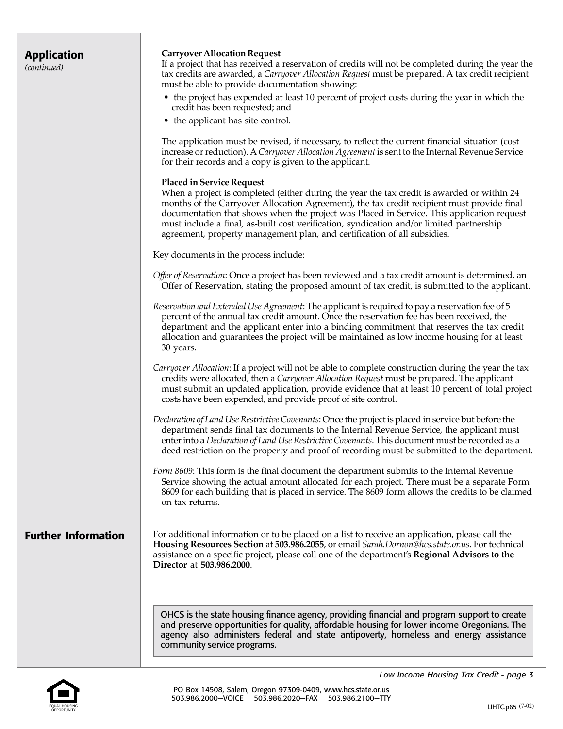## Application
*(continued)*

**Carryover Allocation Request**

If a project that has received a reservation of credits will not be completed during the year the tax credits are awarded, a *Carryover Allocation Request* must be prepared. A tax credit recipient must be able to provide documentation showing:

- the project has expended at least 10 percent of project costs during the year in which the credit has been requested; and
- the applicant has site control.

The application must be revised, if necessary, to reflect the current financial situation (cost increase or reduction). A *Carryover Allocation Agreement* is sent to the Internal Revenue Service for their records and a copy is given to the applicant.

**Placed in Service Request**

When a project is completed (either during the year the tax credit is awarded or within 24 months of the Carryover Allocation Agreement), the tax credit recipient must provide final documentation that shows when the project was Placed in Service. This application request must include a final, as-built cost verification, syndication and/or limited partnership agreement, property management plan, and certification of all subsidies.

Key documents in the process include:

*Offer of Reservation*: Once a project has been reviewed and a tax credit amount is determined, an Offer of Reservation, stating the proposed amount of tax credit, is submitted to the applicant.

*Reservation and Extended Use Agreement*: The applicant is required to pay a reservation fee of 5 percent of the annual tax credit amount. Once the reservation fee has been received, the department and the applicant enter into a binding commitment that reserves the tax credit allocation and guarantees the project will be maintained as low income housing for at least 30 years.

*Carryover Allocation*: If a project will not be able to complete construction during the year the tax credits were allocated, then a *Carryover Allocation Request* must be prepared. The applicant must submit an updated application, provide evidence that at least 10 percent of total project costs have been expended, and provide proof of site control.

*Declaration of Land Use Restrictive Covenants*: Once the project is placed in service but before the department sends final tax documents to the Internal Revenue Service, the applicant must enter into a *Declaration of Land Use Restrictive Covenants*. This document must be recorded as a deed restriction on the property and proof of recording must be submitted to the department.

*Form 8609*: This form is the final document the department submits to the Internal Revenue Service showing the actual amount allocated for each project. There must be a separate Form 8609 for each building that is placed in service. The 8609 form allows the credits to be claimed on tax returns.

## Further Information

For additional information or to be placed on a list to receive an application, please call the **Housing Resources Section** at **503.986.2055**, or email *Sarah.Dornon@hcs.state.or.us*. For technical assistance on a specific project, please call one of the department's **Regional Advisors to the Director** at **503.986.2000**.

OHCS is the state housing finance agency, providing financial and program support to create and preserve opportunities for quality, affordable housing for lower income Oregonians. The agency also administers federal and state antipoverty, homeless and energy assistance community service programs.

PO Box 14508, Salem, Oregon 97309-0409, www.hcs.state.or.us
503.986.2000—VOICE 503.986.2020—FAX 503.986.2100—TTY

EQUAL HOUSING OPPORTUNITY

LIHTC.p65 (7-02)